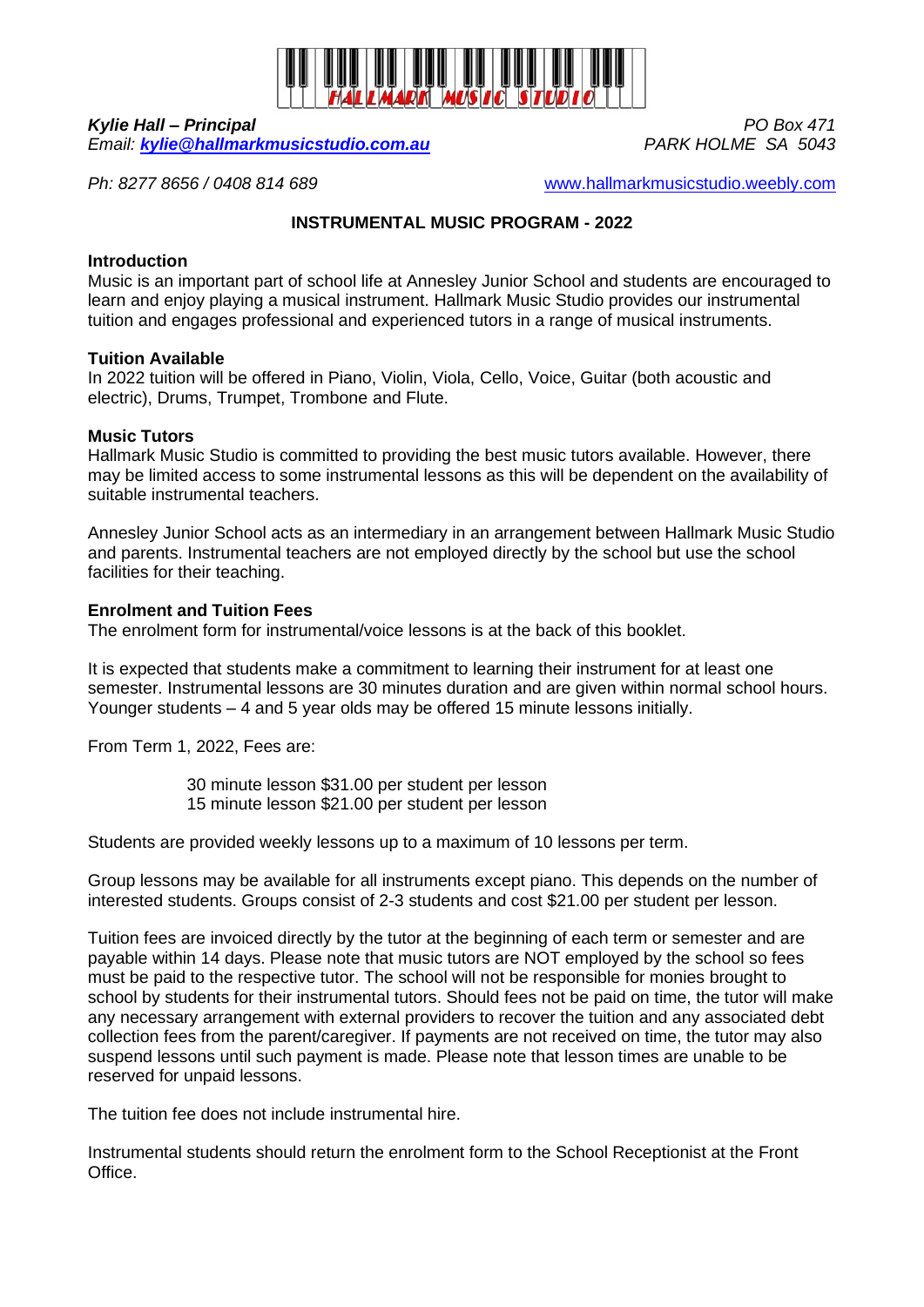HALLMARK MUSIC STUDIO

***Kylie Hall – Principal***
*Email: [**kylie@hallmarkmusicstudio.com.au**](mailto:kylie@hallmarkmusicstudio.com.au)*

*PO Box 471*
*PARK HOLME SA 5043*

*Ph: 8277 8656 / 0408 814 689*

[www.hallmarkmusicstudio.weebly.com](http://www.hallmarkmusicstudio.weebly.com)

## INSTRUMENTAL MUSIC PROGRAM - 2022

### Introduction

Music is an important part of school life at Annesley Junior School and students are encouraged to learn and enjoy playing a musical instrument. Hallmark Music Studio provides our instrumental tuition and engages professional and experienced tutors in a range of musical instruments.

### Tuition Available

In 2022 tuition will be offered in Piano, Violin, Viola, Cello, Voice, Guitar (both acoustic and electric), Drums, Trumpet, Trombone and Flute.

### Music Tutors

Hallmark Music Studio is committed to providing the best music tutors available. However, there may be limited access to some instrumental lessons as this will be dependent on the availability of suitable instrumental teachers.

Annesley Junior School acts as an intermediary in an arrangement between Hallmark Music Studio and parents. Instrumental teachers are not employed directly by the school but use the school facilities for their teaching.

### Enrolment and Tuition Fees

The enrolment form for instrumental/voice lessons is at the back of this booklet.

It is expected that students make a commitment to learning their instrument for at least one semester. Instrumental lessons are 30 minutes duration and are given within normal school hours. Younger students – 4 and 5 year olds may be offered 15 minute lessons initially.

From Term 1, 2022, Fees are:

30 minute lesson $31.00 per student per lesson
15 minute lesson $21.00 per student per lesson

Students are provided weekly lessons up to a maximum of 10 lessons per term.

Group lessons may be available for all instruments except piano. This depends on the number of interested students. Groups consist of 2-3 students and cost $21.00 per student per lesson.

Tuition fees are invoiced directly by the tutor at the beginning of each term or semester and are payable within 14 days. Please note that music tutors are NOT employed by the school so fees must be paid to the respective tutor. The school will not be responsible for monies brought to school by students for their instrumental tutors. Should fees not be paid on time, the tutor will make any necessary arrangement with external providers to recover the tuition and any associated debt collection fees from the parent/caregiver. If payments are not received on time, the tutor may also suspend lessons until such payment is made. Please note that lesson times are unable to be reserved for unpaid lessons.

The tuition fee does not include instrumental hire.

Instrumental students should return the enrolment form to the School Receptionist at the Front Office.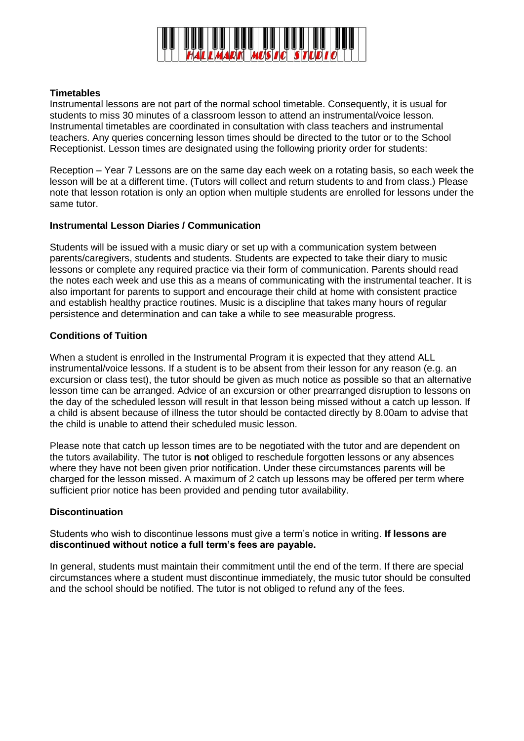**Timetables**

Instrumental lessons are not part of the normal school timetable. Consequently, it is usual for students to miss 30 minutes of a classroom lesson to attend an instrumental/voice lesson. Instrumental timetables are coordinated in consultation with class teachers and instrumental teachers. Any queries concerning lesson times should be directed to the tutor or to the School Receptionist. Lesson times are designated using the following priority order for students:

Reception – Year 7 Lessons are on the same day each week on a rotating basis, so each week the lesson will be at a different time. (Tutors will collect and return students to and from class.) Please note that lesson rotation is only an option when multiple students are enrolled for lessons under the same tutor.

**Instrumental Lesson Diaries / Communication**

Students will be issued with a music diary or set up with a communication system between parents/caregivers, students and students. Students are expected to take their diary to music lessons or complete any required practice via their form of communication. Parents should read the notes each week and use this as a means of communicating with the instrumental teacher. It is also important for parents to support and encourage their child at home with consistent practice and establish healthy practice routines. Music is a discipline that takes many hours of regular persistence and determination and can take a while to see measurable progress.

**Conditions of Tuition**

When a student is enrolled in the Instrumental Program it is expected that they attend ALL instrumental/voice lessons. If a student is to be absent from their lesson for any reason (e.g. an excursion or class test), the tutor should be given as much notice as possible so that an alternative lesson time can be arranged. Advice of an excursion or other prearranged disruption to lessons on the day of the scheduled lesson will result in that lesson being missed without a catch up lesson. If a child is absent because of illness the tutor should be contacted directly by 8.00am to advise that the child is unable to attend their scheduled music lesson.

Please note that catch up lesson times are to be negotiated with the tutor and are dependent on the tutors availability. The tutor is **not** obliged to reschedule forgotten lessons or any absences where they have not been given prior notification. Under these circumstances parents will be charged for the lesson missed. A maximum of 2 catch up lessons may be offered per term where sufficient prior notice has been provided and pending tutor availability.

**Discontinuation**

Students who wish to discontinue lessons must give a term's notice in writing. **If lessons are discontinued without notice a full term's fees are payable.**

In general, students must maintain their commitment until the end of the term. If there are special circumstances where a student must discontinue immediately, the music tutor should be consulted and the school should be notified. The tutor is not obliged to refund any of the fees.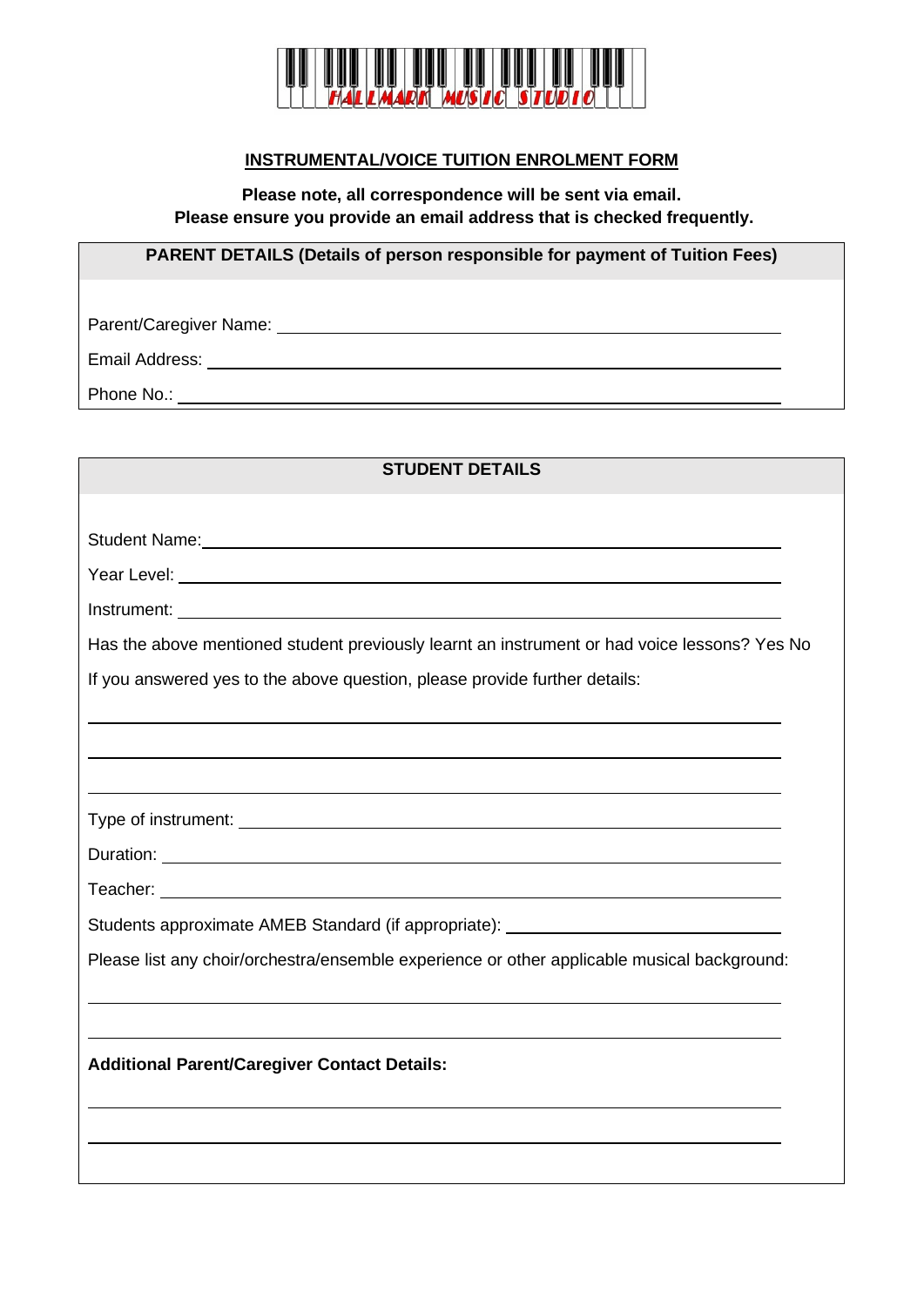HALLMARK MUSIC STUDIO

## INSTRUMENTAL/VOICE TUITION ENROLMENT FORM

**Please note, all correspondence will be sent via email.**
**Please ensure you provide an email address that is checked frequently.**

**PARENT DETAILS (Details of person responsible for payment of Tuition Fees)**

Parent/Caregiver Name: ____________________________________________

Email Address: ____________________________________________

Phone No.: ____________________________________________

**STUDENT DETAILS**

Student Name: ____________________________________________

Year Level: ____________________________________________

Instrument: ____________________________________________

Has the above mentioned student previously learnt an instrument or had voice lessons? Yes No

If you answered yes to the above question, please provide further details:

____________________________________________

____________________________________________

____________________________________________

Type of instrument: ____________________________________________

Duration: ____________________________________________

Teacher: ____________________________________________

Students approximate AMEB Standard (if appropriate): ______________________

Please list any choir/orchestra/ensemble experience or other applicable musical background:

____________________________________________

____________________________________________

**Additional Parent/Caregiver Contact Details:**

____________________________________________

____________________________________________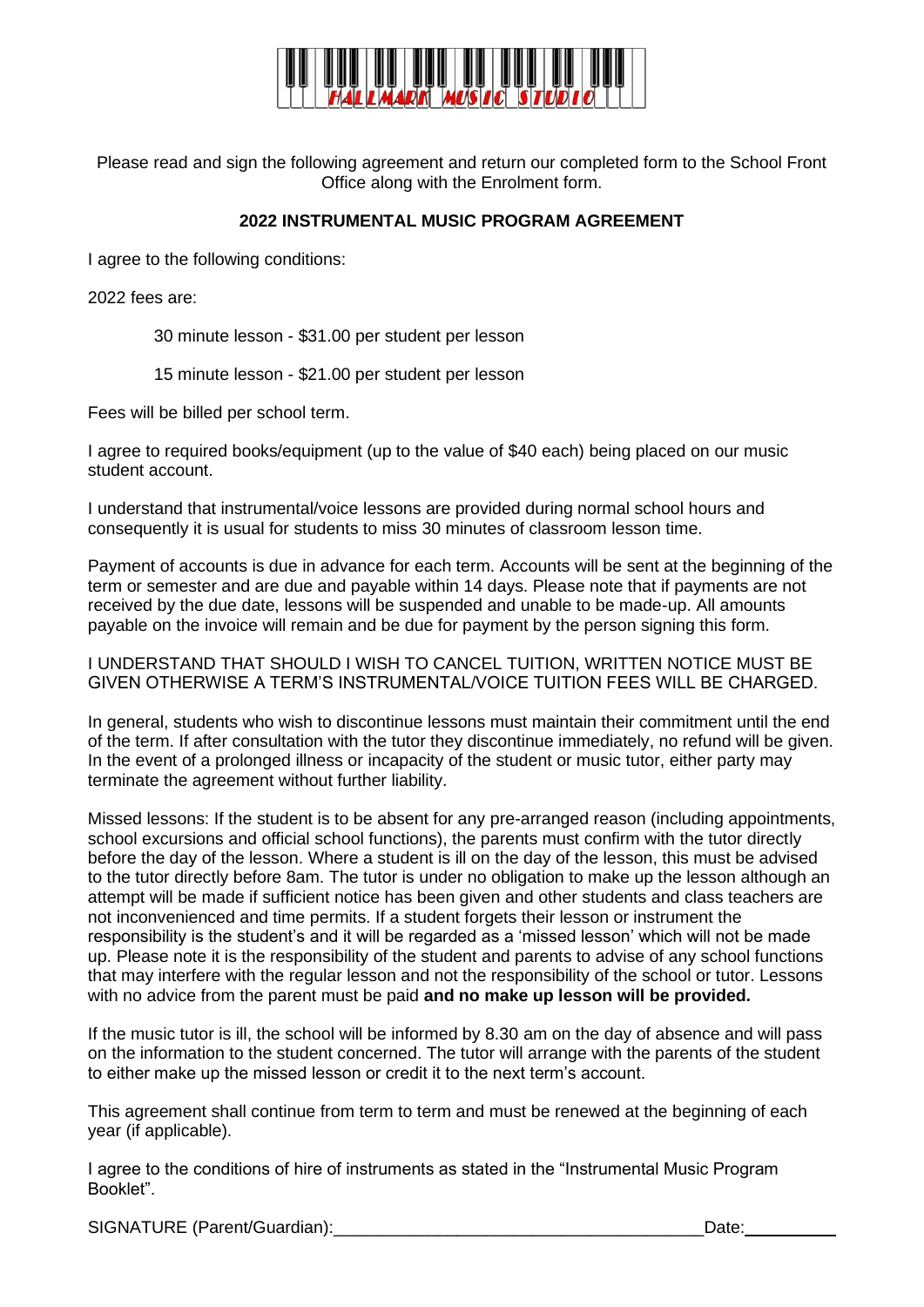HALLMARK MUSIC STUDIO

Please read and sign the following agreement and return our completed form to the School Front Office along with the Enrolment form.

**2022 INSTRUMENTAL MUSIC PROGRAM AGREEMENT**

I agree to the following conditions:

2022 fees are:

30 minute lesson - $31.00 per student per lesson

15 minute lesson - $21.00 per student per lesson

Fees will be billed per school term.

I agree to required books/equipment (up to the value of $40 each) being placed on our music student account.

I understand that instrumental/voice lessons are provided during normal school hours and consequently it is usual for students to miss 30 minutes of classroom lesson time.

Payment of accounts is due in advance for each term. Accounts will be sent at the beginning of the term or semester and are due and payable within 14 days. Please note that if payments are not received by the due date, lessons will be suspended and unable to be made-up. All amounts payable on the invoice will remain and be due for payment by the person signing this form.

I UNDERSTAND THAT SHOULD I WISH TO CANCEL TUITION, WRITTEN NOTICE MUST BE GIVEN OTHERWISE A TERM'S INSTRUMENTAL/VOICE TUITION FEES WILL BE CHARGED.

In general, students who wish to discontinue lessons must maintain their commitment until the end of the term. If after consultation with the tutor they discontinue immediately, no refund will be given. In the event of a prolonged illness or incapacity of the student or music tutor, either party may terminate the agreement without further liability.

Missed lessons: If the student is to be absent for any pre-arranged reason (including appointments, school excursions and official school functions), the parents must confirm with the tutor directly before the day of the lesson. Where a student is ill on the day of the lesson, this must be advised to the tutor directly before 8am. The tutor is under no obligation to make up the lesson although an attempt will be made if sufficient notice has been given and other students and class teachers are not inconvenienced and time permits. If a student forgets their lesson or instrument the responsibility is the student's and it will be regarded as a 'missed lesson' which will not be made up. Please note it is the responsibility of the student and parents to advise of any school functions that may interfere with the regular lesson and not the responsibility of the school or tutor. Lessons with no advice from the parent must be paid **and no make up lesson will be provided.**

If the music tutor is ill, the school will be informed by 8.30 am on the day of absence and will pass on the information to the student concerned. The tutor will arrange with the parents of the student to either make up the missed lesson or credit it to the next term's account.

This agreement shall continue from term to term and must be renewed at the beginning of each year (if applicable).

I agree to the conditions of hire of instruments as stated in the "Instrumental Music Program Booklet".

SIGNATURE (Parent/Guardian):________________________________________ Date:__________